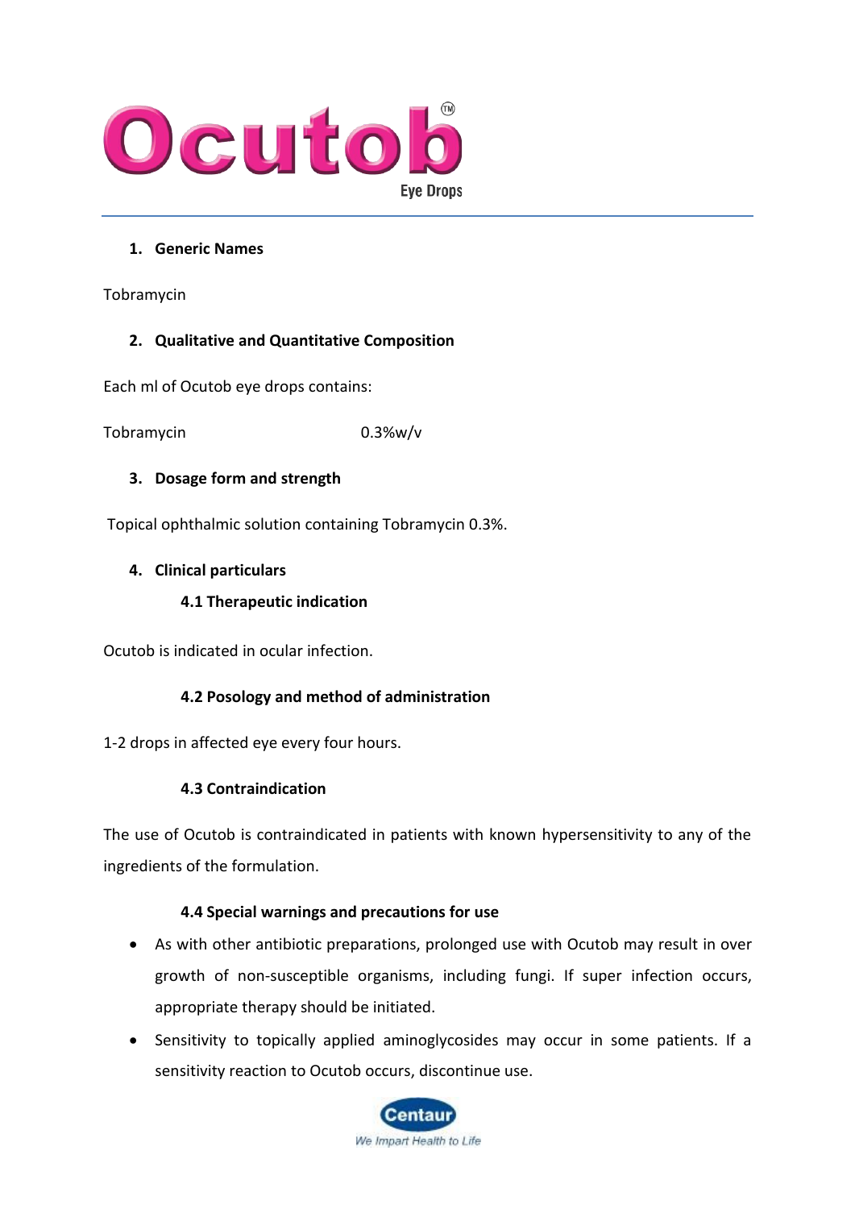# Ocutob™

Eye Drops

## 1. Generic Names

Tobramycin

## 2. Qualitative and Quantitative Composition

Each ml of Ocutob eye drops contains:

Tobramycin 0.3%w/v

## 3. Dosage form and strength

Topical ophthalmic solution containing Tobramycin 0.3%.

## 4. Clinical particulars

### 4.1 Therapeutic indication

Ocutob is indicated in ocular infection.

### 4.2 Posology and method of administration

1-2 drops in affected eye every four hours.

### 4.3 Contraindication

The use of Ocutob is contraindicated in patients with known hypersensitivity to any of the ingredients of the formulation.

### 4.4 Special warnings and precautions for use

- As with other antibiotic preparations, prolonged use with Ocutob may result in over growth of non-susceptible organisms, including fungi. If super infection occurs, appropriate therapy should be initiated.
- Sensitivity to topically applied aminoglycosides may occur in some patients. If a sensitivity reaction to Ocutob occurs, discontinue use.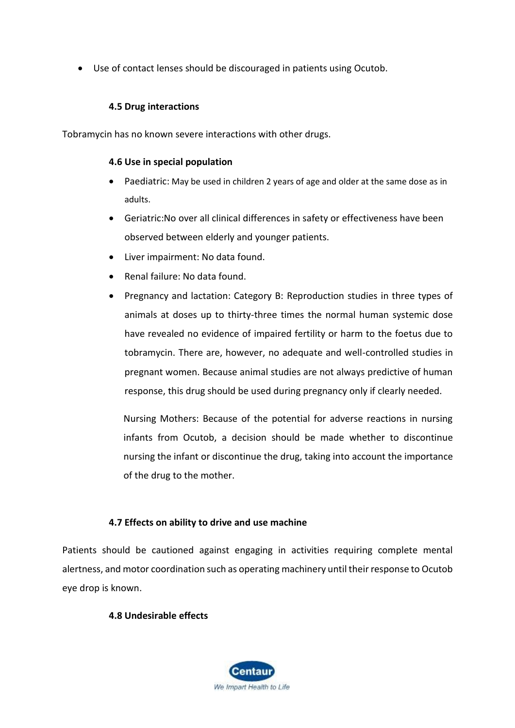- Use of contact lenses should be discouraged in patients using Ocutob.

### 4.5 Drug interactions

Tobramycin has no known severe interactions with other drugs.

### 4.6 Use in special population

- Paediatric: May be used in children 2 years of age and older at the same dose as in adults.
- Geriatric:No over all clinical differences in safety or effectiveness have been observed between elderly and younger patients.
- Liver impairment: No data found.
- Renal failure: No data found.
- Pregnancy and lactation: Category B: Reproduction studies in three types of animals at doses up to thirty-three times the normal human systemic dose have revealed no evidence of impaired fertility or harm to the foetus due to tobramycin. There are, however, no adequate and well-controlled studies in pregnant women. Because animal studies are not always predictive of human response, this drug should be used during pregnancy only if clearly needed.

  Nursing Mothers: Because of the potential for adverse reactions in nursing infants from Ocutob, a decision should be made whether to discontinue nursing the infant or discontinue the drug, taking into account the importance of the drug to the mother.

### 4.7 Effects on ability to drive and use machine

Patients should be cautioned against engaging in activities requiring complete mental alertness, and motor coordination such as operating machinery until their response to Ocutob eye drop is known.

### 4.8 Undesirable effects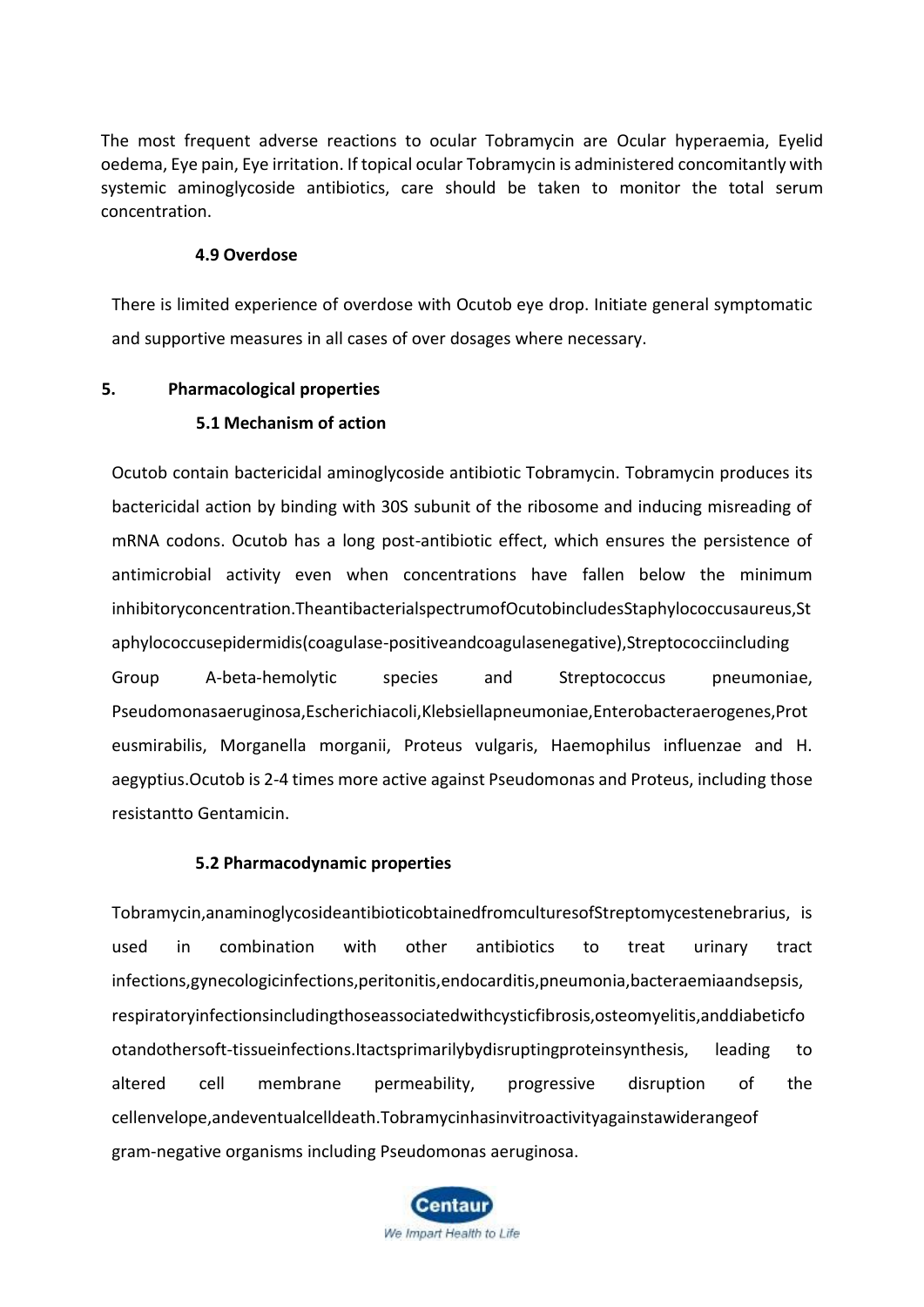The most frequent adverse reactions to ocular Tobramycin are Ocular hyperaemia, Eyelid oedema, Eye pain, Eye irritation. If topical ocular Tobramycin is administered concomitantly with systemic aminoglycoside antibiotics, care should be taken to monitor the total serum concentration.

### 4.9 Overdose

There is limited experience of overdose with Ocutob eye drop. Initiate general symptomatic and supportive measures in all cases of over dosages where necessary.

## 5. Pharmacological properties

### 5.1 Mechanism of action

Ocutob contain bactericidal aminoglycoside antibiotic Tobramycin. Tobramycin produces its bactericidal action by binding with 30S subunit of the ribosome and inducing misreading of mRNA codons. Ocutob has a long post-antibiotic effect, which ensures the persistence of antimicrobial activity even when concentrations have fallen below the minimum inhibitoryconcentration.TheantibacterialspectrumofOcutobincludesStaphylococcusaureus,Staphylococcusepidermidis(coagulase-positiveandcoagulasenegative),Streptococciincluding Group A-beta-hemolytic species and Streptococcus pneumoniae, Pseudomonasaeruginosa,Escherichiacoli,Klebsiellapneumoniae,Enterobacteraerogenes,Proteusmirabilis, Morganella morganii, Proteus vulgaris, Haemophilus influenzae and H. aegyptius.Ocutob is 2-4 times more active against Pseudomonas and Proteus, including those resistantto Gentamicin.

### 5.2 Pharmacodynamic properties

Tobramycin,anaminoglycosideantibioticobtainedfromculturesofStreptomycestenebrarius, is used in combination with other antibiotics to treat urinary tract infections,gynecologicinfections,peritonitis,endocarditis,pneumonia,bacteraemiaandsepsis, respiratoryinfectionsincludingthoseassociatedwithcysticfibrosis,osteomyelitis,anddiabeticfootandothersoft-tissueinfections.Itactsprimarilybydisruptingproteinsynthesis, leading to altered cell membrane permeability, progressive disruption of the cellenvelope,andeventualcelldeath.Tobramycinhasinvitroactivityagainstawiderangeof gram-negative organisms including Pseudomonas aeruginosa.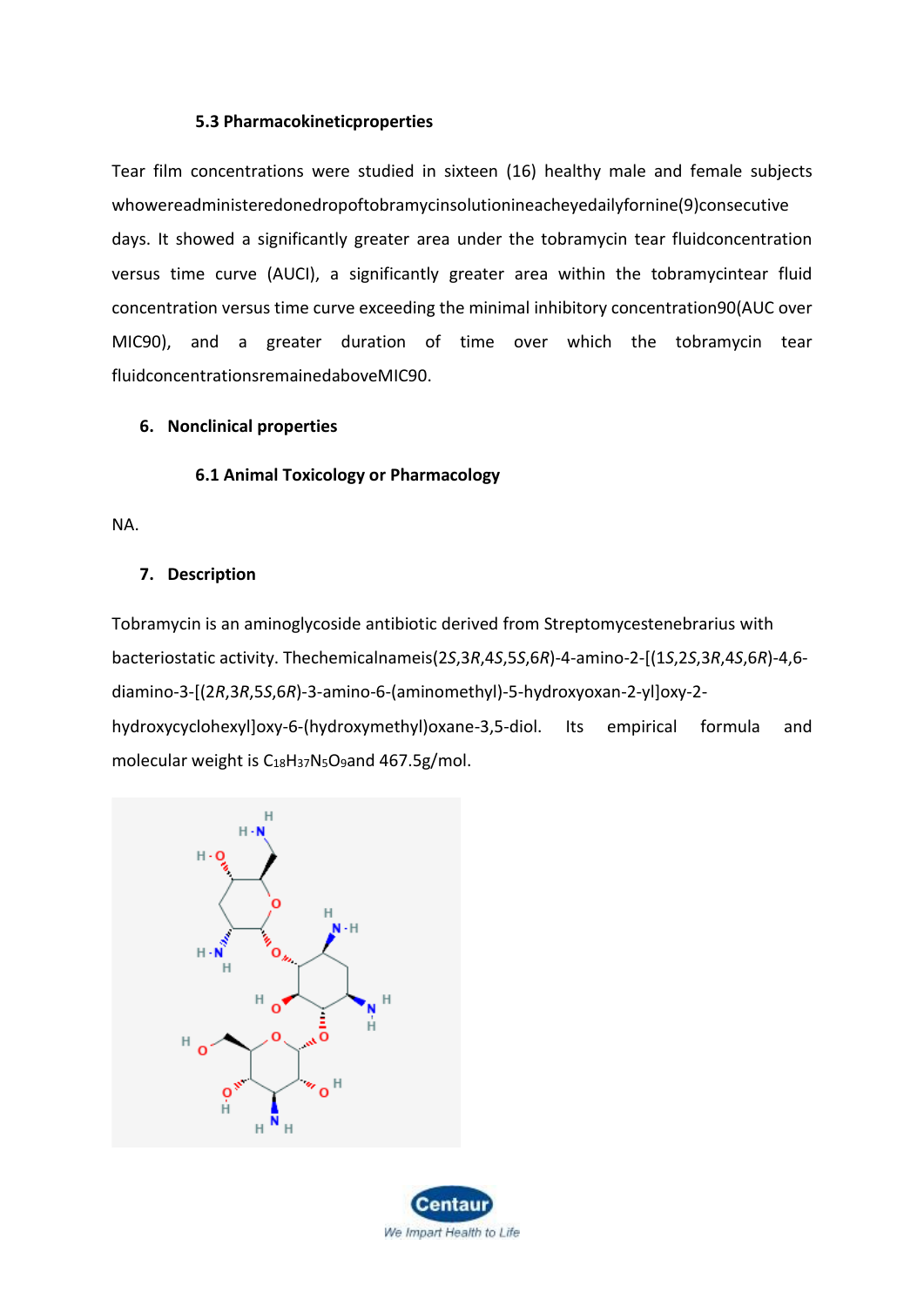### 5.3 Pharmacokineticproperties

Tear film concentrations were studied in sixteen (16) healthy male and female subjects whowereadministeredonedropoftobramycinsolutionineacheyedailyfornine(9)consecutive days. It showed a significantly greater area under the tobramycin tear fluidconcentration versus time curve (AUCI), a significantly greater area within the tobramycintear fluid concentration versus time curve exceeding the minimal inhibitory concentration90(AUC over MIC90), and a greater duration of time over which the tobramycin tear fluidconcentrationsremainedaboveMIC90.

## 6. Nonclinical properties

### 6.1 Animal Toxicology or Pharmacology

NA.

## 7. Description

Tobramycin is an aminoglycoside antibiotic derived from Streptomycestenebrarius with bacteriostatic activity. Thechemicalnameis(2*S*,3*R*,4*S*,5*S*,6*R*)-4-amino-2-[(1*S*,2*S*,3*R*,4*S*,6*R*)-4,6-diamino-3-[(2*R*,3*R*,5*S*,6*R*)-3-amino-6-(aminomethyl)-5-hydroxyoxan-2-yl]oxy-2-hydroxycyclohexyl]oxy-6-(hydroxymethyl)oxane-3,5-diol. Its empirical formula and molecular weight is $C_{18}H_{37}N_5O_9$and 467.5g/mol.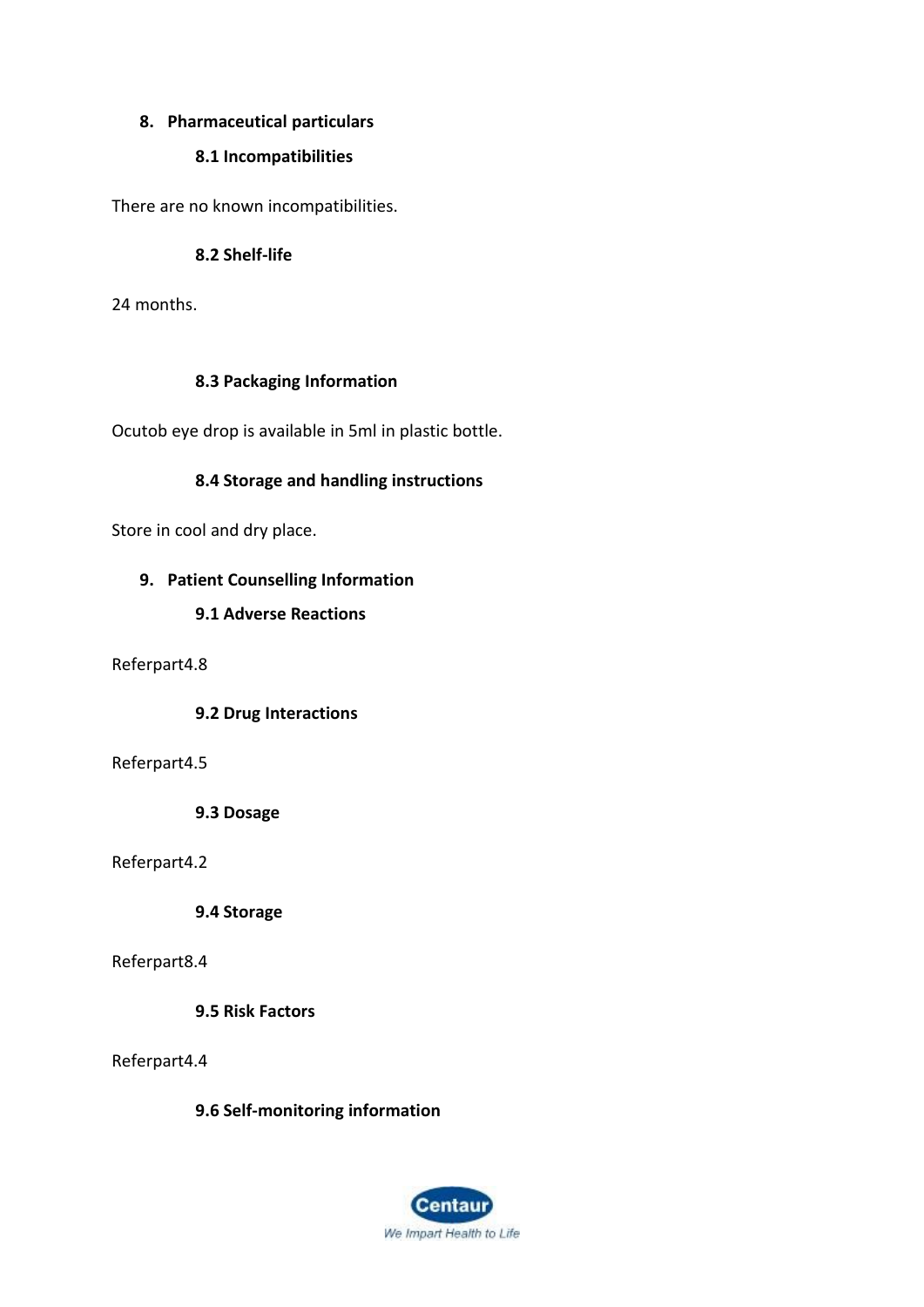## 8. Pharmaceutical particulars

### 8.1 Incompatibilities

There are no known incompatibilities.

### 8.2 Shelf-life

24 months.

### 8.3 Packaging Information

Ocutob eye drop is available in 5ml in plastic bottle.

### 8.4 Storage and handling instructions

Store in cool and dry place.

## 9. Patient Counselling Information

### 9.1 Adverse Reactions

Referpart4.8

### 9.2 Drug Interactions

Referpart4.5

### 9.3 Dosage

Referpart4.2

### 9.4 Storage

Referpart8.4

### 9.5 Risk Factors

Referpart4.4

### 9.6 Self-monitoring information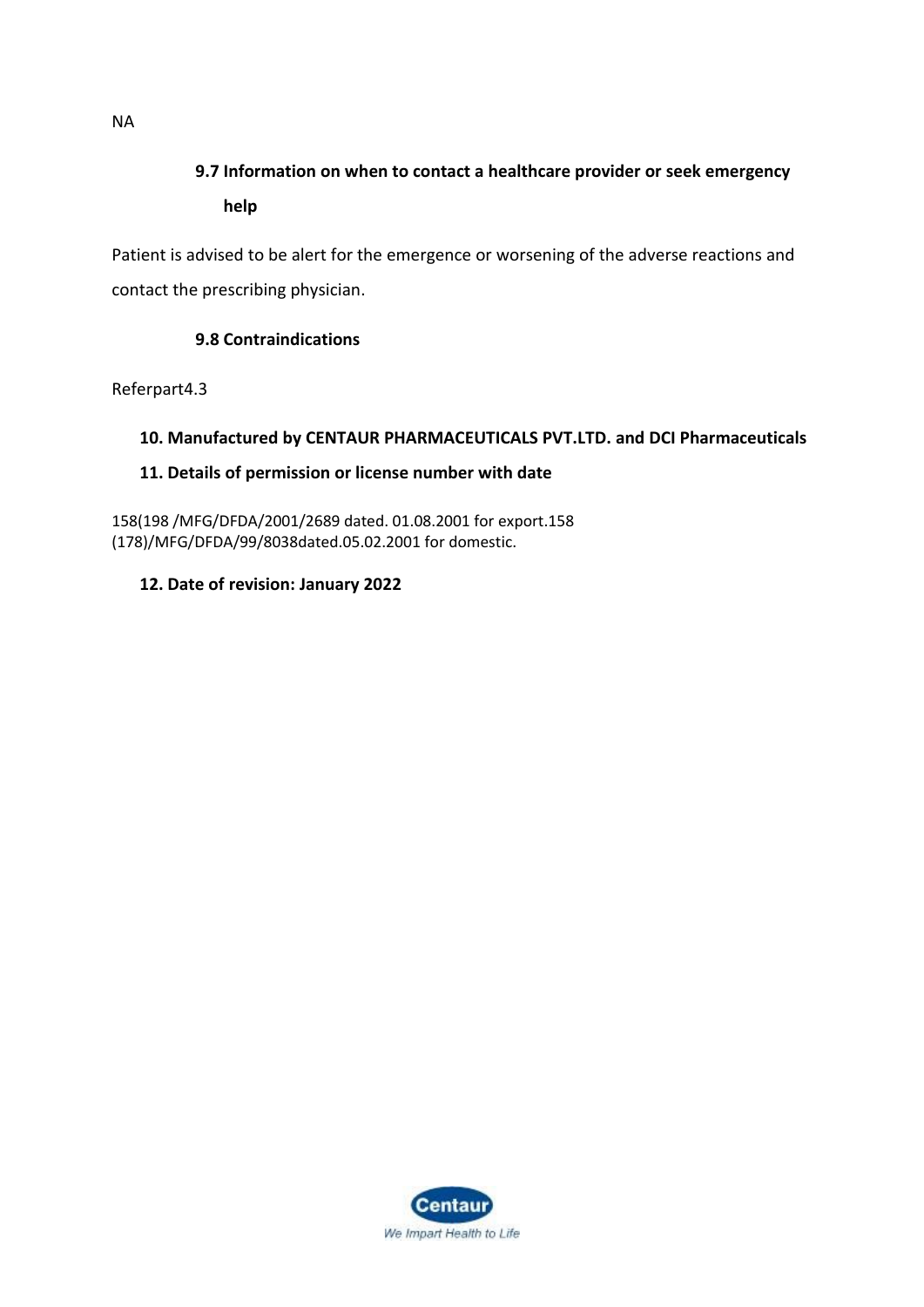NA

### 9.7 Information on when to contact a healthcare provider or seek emergency help

Patient is advised to be alert for the emergence or worsening of the adverse reactions and contact the prescribing physician.

### 9.8 Contraindications

Referpart4.3

## 10. Manufactured by CENTAUR PHARMACEUTICALS PVT.LTD. and DCI Pharmaceuticals

## 11. Details of permission or license number with date

158(198 /MFG/DFDA/2001/2689 dated. 01.08.2001 for export.158 (178)/MFG/DFDA/99/8038dated.05.02.2001 for domestic.

## 12. Date of revision: January 2022